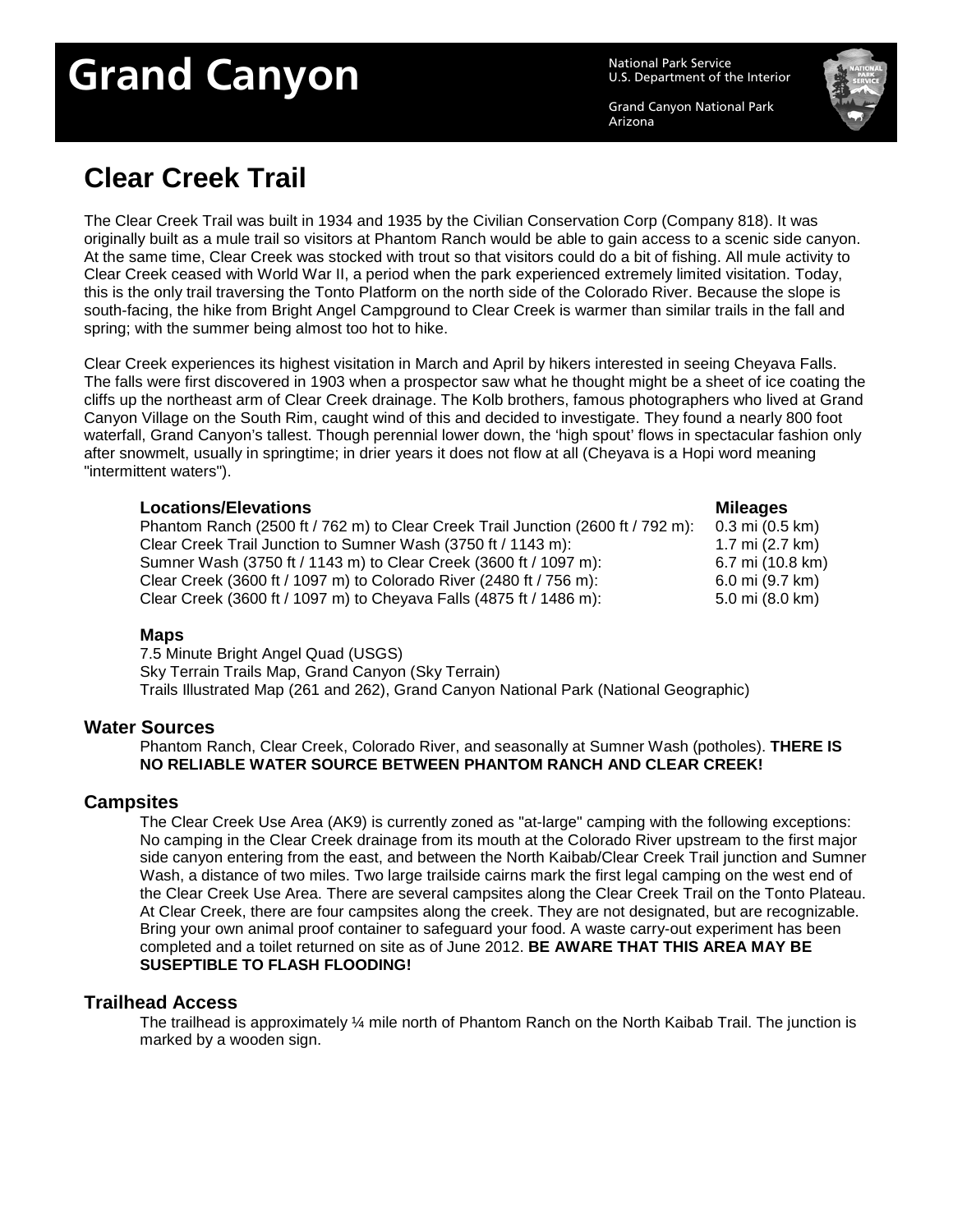# Grand Canyon

National Park Service
U.S. Department of the Interior

Grand Canyon National Park
Arizona

## Clear Creek Trail

The Clear Creek Trail was built in 1934 and 1935 by the Civilian Conservation Corp (Company 818). It was originally built as a mule trail so visitors at Phantom Ranch would be able to gain access to a scenic side canyon. At the same time, Clear Creek was stocked with trout so that visitors could do a bit of fishing. All mule activity to Clear Creek ceased with World War II, a period when the park experienced extremely limited visitation. Today, this is the only trail traversing the Tonto Platform on the north side of the Colorado River. Because the slope is south-facing, the hike from Bright Angel Campground to Clear Creek is warmer than similar trails in the fall and spring; with the summer being almost too hot to hike.

Clear Creek experiences its highest visitation in March and April by hikers interested in seeing Cheyava Falls. The falls were first discovered in 1903 when a prospector saw what he thought might be a sheet of ice coating the cliffs up the northeast arm of Clear Creek drainage. The Kolb brothers, famous photographers who lived at Grand Canyon Village on the South Rim, caught wind of this and decided to investigate. They found a nearly 800 foot waterfall, Grand Canyon's tallest. Though perennial lower down, the 'high spout' flows in spectacular fashion only after snowmelt, usually in springtime; in drier years it does not flow at all (Cheyava is a Hopi word meaning "intermittent waters").

| Locations/Elevations | Mileages |
|---|---|
| Phantom Ranch (2500 ft / 762 m) to Clear Creek Trail Junction (2600 ft / 792 m): | 0.3 mi (0.5 km) |
| Clear Creek Trail Junction to Sumner Wash (3750 ft / 1143 m): | 1.7 mi (2.7 km) |
| Sumner Wash (3750 ft / 1143 m) to Clear Creek (3600 ft / 1097 m): | 6.7 mi (10.8 km) |
| Clear Creek (3600 ft / 1097 m) to Colorado River (2480 ft / 756 m): | 6.0 mi (9.7 km) |
| Clear Creek (3600 ft / 1097 m) to Cheyava Falls (4875 ft / 1486 m): | 5.0 mi (8.0 km) |

#### Maps

7.5 Minute Bright Angel Quad (USGS)
Sky Terrain Trails Map, Grand Canyon (Sky Terrain)
Trails Illustrated Map (261 and 262), Grand Canyon National Park (National Geographic)

### Water Sources

Phantom Ranch, Clear Creek, Colorado River, and seasonally at Sumner Wash (potholes). **THERE IS NO RELIABLE WATER SOURCE BETWEEN PHANTOM RANCH AND CLEAR CREEK!**

### Campsites

The Clear Creek Use Area (AK9) is currently zoned as "at-large" camping with the following exceptions: No camping in the Clear Creek drainage from its mouth at the Colorado River upstream to the first major side canyon entering from the east, and between the North Kaibab/Clear Creek Trail junction and Sumner Wash, a distance of two miles. Two large trailside cairns mark the first legal camping on the west end of the Clear Creek Use Area. There are several campsites along the Clear Creek Trail on the Tonto Plateau. At Clear Creek, there are four campsites along the creek. They are not designated, but are recognizable. Bring your own animal proof container to safeguard your food. A waste carry-out experiment has been completed and a toilet returned on site as of June 2012. **BE AWARE THAT THIS AREA MAY BE SUSEPTIBLE TO FLASH FLOODING!**

### Trailhead Access

The trailhead is approximately ¼ mile north of Phantom Ranch on the North Kaibab Trail. The junction is marked by a wooden sign.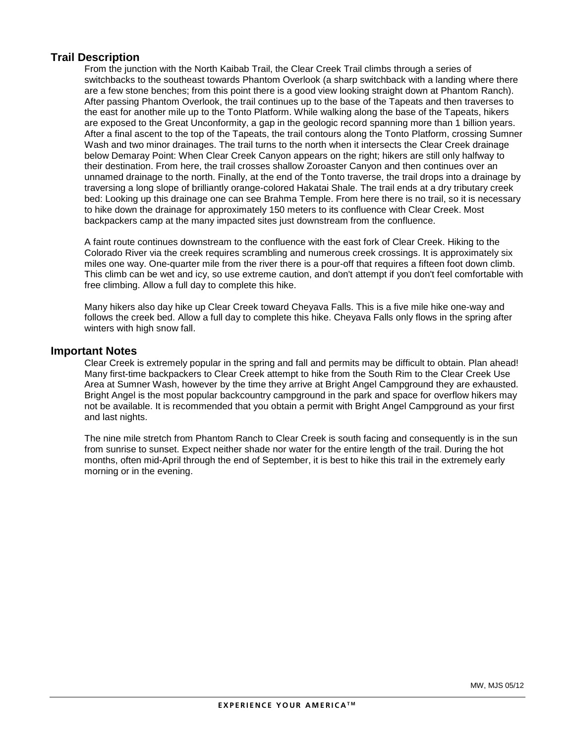## Trail Description

From the junction with the North Kaibab Trail, the Clear Creek Trail climbs through a series of switchbacks to the southeast towards Phantom Overlook (a sharp switchback with a landing where there are a few stone benches; from this point there is a good view looking straight down at Phantom Ranch). After passing Phantom Overlook, the trail continues up to the base of the Tapeats and then traverses to the east for another mile up to the Tonto Platform. While walking along the base of the Tapeats, hikers are exposed to the Great Unconformity, a gap in the geologic record spanning more than 1 billion years. After a final ascent to the top of the Tapeats, the trail contours along the Tonto Platform, crossing Sumner Wash and two minor drainages. The trail turns to the north when it intersects the Clear Creek drainage below Demaray Point: When Clear Creek Canyon appears on the right; hikers are still only halfway to their destination. From here, the trail crosses shallow Zoroaster Canyon and then continues over an unnamed drainage to the north. Finally, at the end of the Tonto traverse, the trail drops into a drainage by traversing a long slope of brilliantly orange-colored Hakatai Shale. The trail ends at a dry tributary creek bed: Looking up this drainage one can see Brahma Temple. From here there is no trail, so it is necessary to hike down the drainage for approximately 150 meters to its confluence with Clear Creek. Most backpackers camp at the many impacted sites just downstream from the confluence.

A faint route continues downstream to the confluence with the east fork of Clear Creek. Hiking to the Colorado River via the creek requires scrambling and numerous creek crossings. It is approximately six miles one way. One-quarter mile from the river there is a pour-off that requires a fifteen foot down climb. This climb can be wet and icy, so use extreme caution, and don't attempt if you don't feel comfortable with free climbing. Allow a full day to complete this hike.

Many hikers also day hike up Clear Creek toward Cheyava Falls. This is a five mile hike one-way and follows the creek bed. Allow a full day to complete this hike. Cheyava Falls only flows in the spring after winters with high snow fall.

## Important Notes

Clear Creek is extremely popular in the spring and fall and permits may be difficult to obtain. Plan ahead! Many first-time backpackers to Clear Creek attempt to hike from the South Rim to the Clear Creek Use Area at Sumner Wash, however by the time they arrive at Bright Angel Campground they are exhausted. Bright Angel is the most popular backcountry campground in the park and space for overflow hikers may not be available. It is recommended that you obtain a permit with Bright Angel Campground as your first and last nights.

The nine mile stretch from Phantom Ranch to Clear Creek is south facing and consequently is in the sun from sunrise to sunset. Expect neither shade nor water for the entire length of the trail. During the hot months, often mid-April through the end of September, it is best to hike this trail in the extremely early morning or in the evening.

MW, MJS 05/12